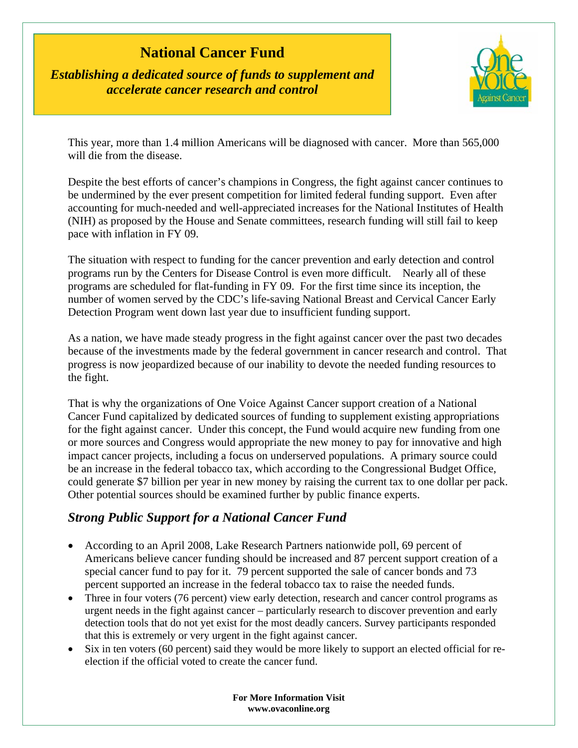# National Cancer Fund

***Establishing a dedicated source of funds to supplement and accelerate cancer research and control***

This year, more than 1.4 million Americans will be diagnosed with cancer. More than 565,000 will die from the disease.

Despite the best efforts of cancer's champions in Congress, the fight against cancer continues to be undermined by the ever present competition for limited federal funding support. Even after accounting for much-needed and well-appreciated increases for the National Institutes of Health (NIH) as proposed by the House and Senate committees, research funding will still fail to keep pace with inflation in FY 09.

The situation with respect to funding for the cancer prevention and early detection and control programs run by the Centers for Disease Control is even more difficult. Nearly all of these programs are scheduled for flat-funding in FY 09. For the first time since its inception, the number of women served by the CDC's life-saving National Breast and Cervical Cancer Early Detection Program went down last year due to insufficient funding support.

As a nation, we have made steady progress in the fight against cancer over the past two decades because of the investments made by the federal government in cancer research and control. That progress is now jeopardized because of our inability to devote the needed funding resources to the fight.

That is why the organizations of One Voice Against Cancer support creation of a National Cancer Fund capitalized by dedicated sources of funding to supplement existing appropriations for the fight against cancer. Under this concept, the Fund would acquire new funding from one or more sources and Congress would appropriate the new money to pay for innovative and high impact cancer projects, including a focus on underserved populations. A primary source could be an increase in the federal tobacco tax, which according to the Congressional Budget Office, could generate $7 billion per year in new money by raising the current tax to one dollar per pack. Other potential sources should be examined further by public finance experts.

## *Strong Public Support for a National Cancer Fund*

- According to an April 2008, Lake Research Partners nationwide poll, 69 percent of Americans believe cancer funding should be increased and 87 percent support creation of a special cancer fund to pay for it. 79 percent supported the sale of cancer bonds and 73 percent supported an increase in the federal tobacco tax to raise the needed funds.
- Three in four voters (76 percent) view early detection, research and cancer control programs as urgent needs in the fight against cancer – particularly research to discover prevention and early detection tools that do not yet exist for the most deadly cancers. Survey participants responded that this is extremely or very urgent in the fight against cancer.
- Six in ten voters (60 percent) said they would be more likely to support an elected official for re-election if the official voted to create the cancer fund.

**For More Information Visit**
**www.ovaconline.org**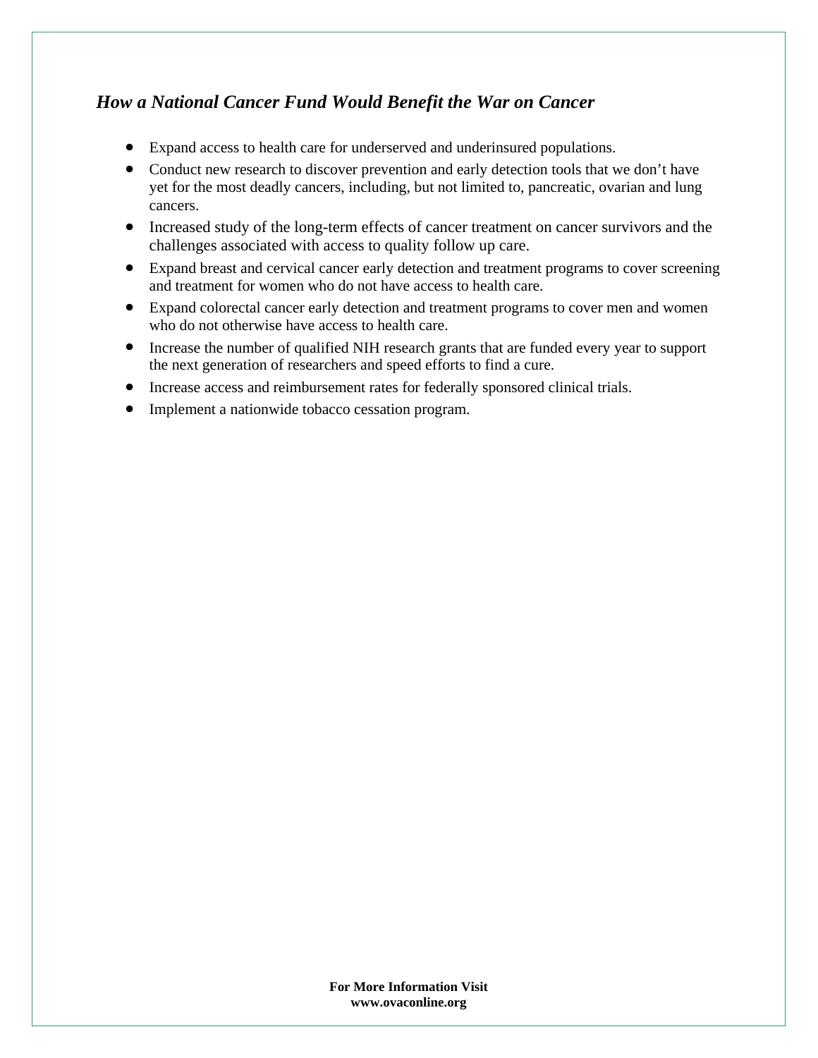## *How a National Cancer Fund Would Benefit the War on Cancer*

- Expand access to health care for underserved and underinsured populations.
- Conduct new research to discover prevention and early detection tools that we don't have yet for the most deadly cancers, including, but not limited to, pancreatic, ovarian and lung cancers.
- Increased study of the long-term effects of cancer treatment on cancer survivors and the challenges associated with access to quality follow up care.
- Expand breast and cervical cancer early detection and treatment programs to cover screening and treatment for women who do not have access to health care.
- Expand colorectal cancer early detection and treatment programs to cover men and women who do not otherwise have access to health care.
- Increase the number of qualified NIH research grants that are funded every year to support the next generation of researchers and speed efforts to find a cure.
- Increase access and reimbursement rates for federally sponsored clinical trials.
- Implement a nationwide tobacco cessation program.

**For More Information Visit**
**www.ovaconline.org**